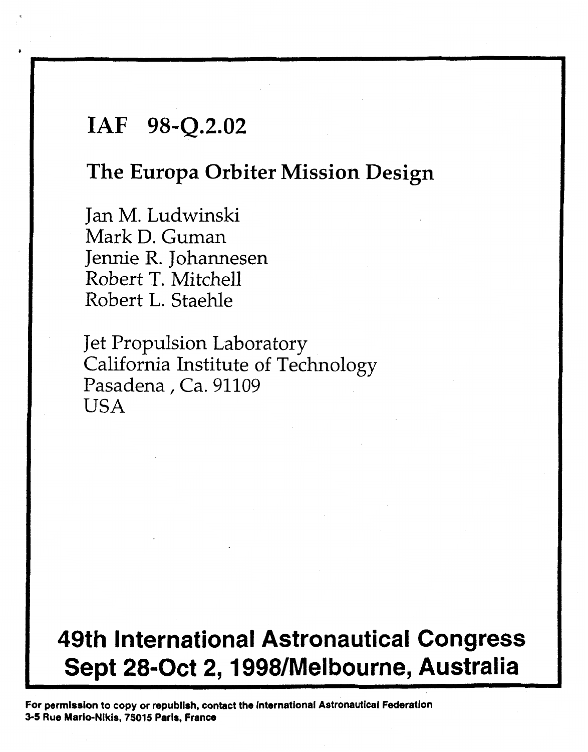# IAF 98-Q.2.02

## The Europa Orbiter Mission Design

Jan M. Ludwinski
Mark D. Guman
Jennie R. Johannesen
Robert T. Mitchell
Robert L. Staehle

Jet Propulsion Laboratory
California Institute of Technology
Pasadena , Ca. 91109
USA

**49th International Astronautical Congress**
**Sept 28-Oct 2, 1998/Melbourne, Australia**

For permission to copy or republish, contact the International Astronautical Federation
3-5 Rue Mario-Nikis, 75015 Paris, France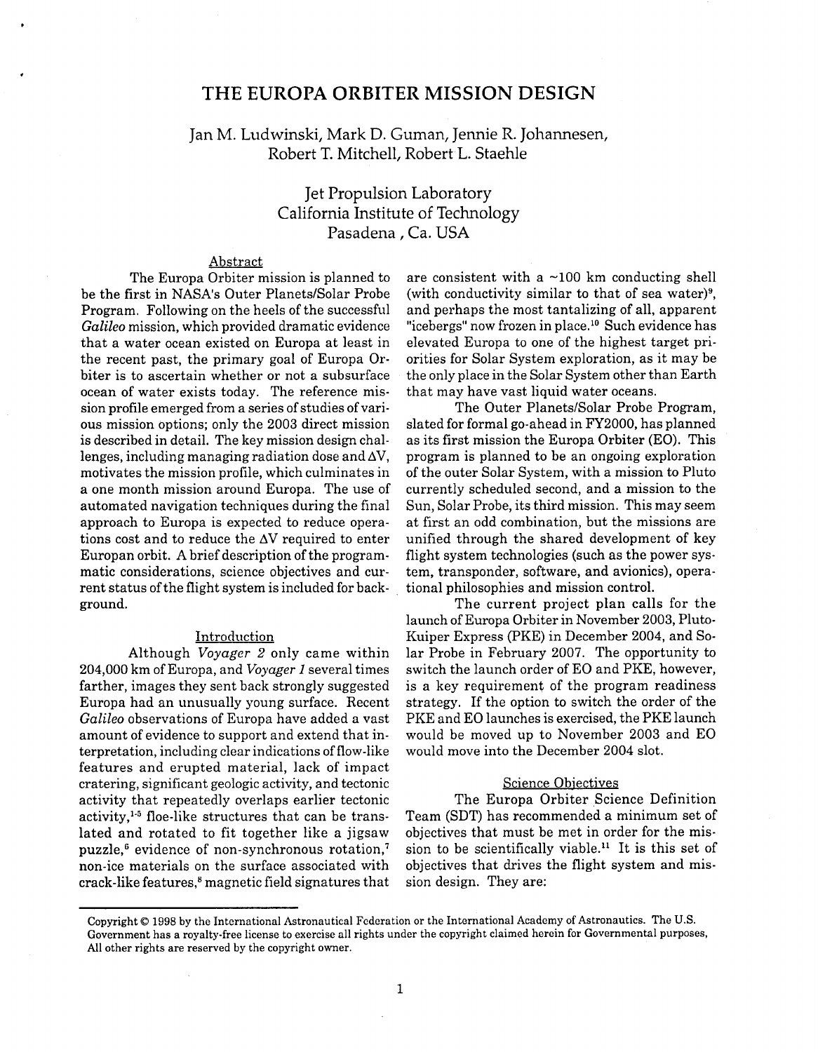# THE EUROPA ORBITER MISSION DESIGN

Jan M. Ludwinski, Mark D. Guman, Jennie R. Johannesen, Robert T. Mitchell, Robert L. Staehle

Jet Propulsion Laboratory
California Institute of Technology
Pasadena , Ca. USA

## Abstract

The Europa Orbiter mission is planned to be the first in NASA's Outer Planets/Solar Probe Program. Following on the heels of the successful *Galileo* mission, which provided dramatic evidence that a water ocean existed on Europa at least in the recent past, the primary goal of Europa Orbiter is to ascertain whether or not a subsurface ocean of water exists today. The reference mission profile emerged from a series of studies of various mission options; only the 2003 direct mission is described in detail. The key mission design challenges, including managing radiation dose and $\Delta V$, motivates the mission profile, which culminates in a one month mission around Europa. The use of automated navigation techniques during the final approach to Europa is expected to reduce operations cost and to reduce the $\Delta V$ required to enter Europan orbit. A brief description of the programmatic considerations, science objectives and current status of the flight system is included for background.

## Introduction

Although *Voyager 2* only came within 204,000 km of Europa, and *Voyager 1* several times farther, images they sent back strongly suggested Europa had an unusually young surface. Recent *Galileo* observations of Europa have added a vast amount of evidence to support and extend that interpretation, including clear indications of flow-like features and erupted material, lack of impact cratering, significant geologic activity, and tectonic activity that repeatedly overlaps earlier tectonic activity,[1-5] floe-like structures that can be translated and rotated to fit together like a jigsaw puzzle,[6] evidence of non-synchronous rotation,[7] non-ice materials on the surface associated with crack-like features,[8] magnetic field signatures that are consistent with a ~100 km conducting shell (with conductivity similar to that of sea water)[9], and perhaps the most tantalizing of all, apparent "icebergs" now frozen in place.[10] Such evidence has elevated Europa to one of the highest target priorities for Solar System exploration, as it may be the only place in the Solar System other than Earth that may have vast liquid water oceans.

The Outer Planets/Solar Probe Program, slated for formal go-ahead in FY2000, has planned as its first mission the Europa Orbiter (EO). This program is planned to be an ongoing exploration of the outer Solar System, with a mission to Pluto currently scheduled second, and a mission to the Sun, Solar Probe, its third mission. This may seem at first an odd combination, but the missions are unified through the shared development of key flight system technologies (such as the power system, transponder, software, and avionics), operational philosophies and mission control.

The current project plan calls for the launch of Europa Orbiter in November 2003, Pluto-Kuiper Express (PKE) in December 2004, and Solar Probe in February 2007. The opportunity to switch the launch order of EO and PKE, however, is a key requirement of the program readiness strategy. If the option to switch the order of the PKE and EO launches is exercised, the PKE launch would be moved up to November 2003 and EO would move into the December 2004 slot.

## Science Objectives

The Europa Orbiter Science Definition Team (SDT) has recommended a minimum set of objectives that must be met in order for the mission to be scientifically viable.[11] It is this set of objectives that drives the flight system and mission design. They are:

Copyright © 1998 by the International Astronautical Federation or the International Academy of Astronautics. The U.S. Government has a royalty-free license to exercise all rights under the copyright claimed herein for Governmental purposes, All other rights are reserved by the copyright owner.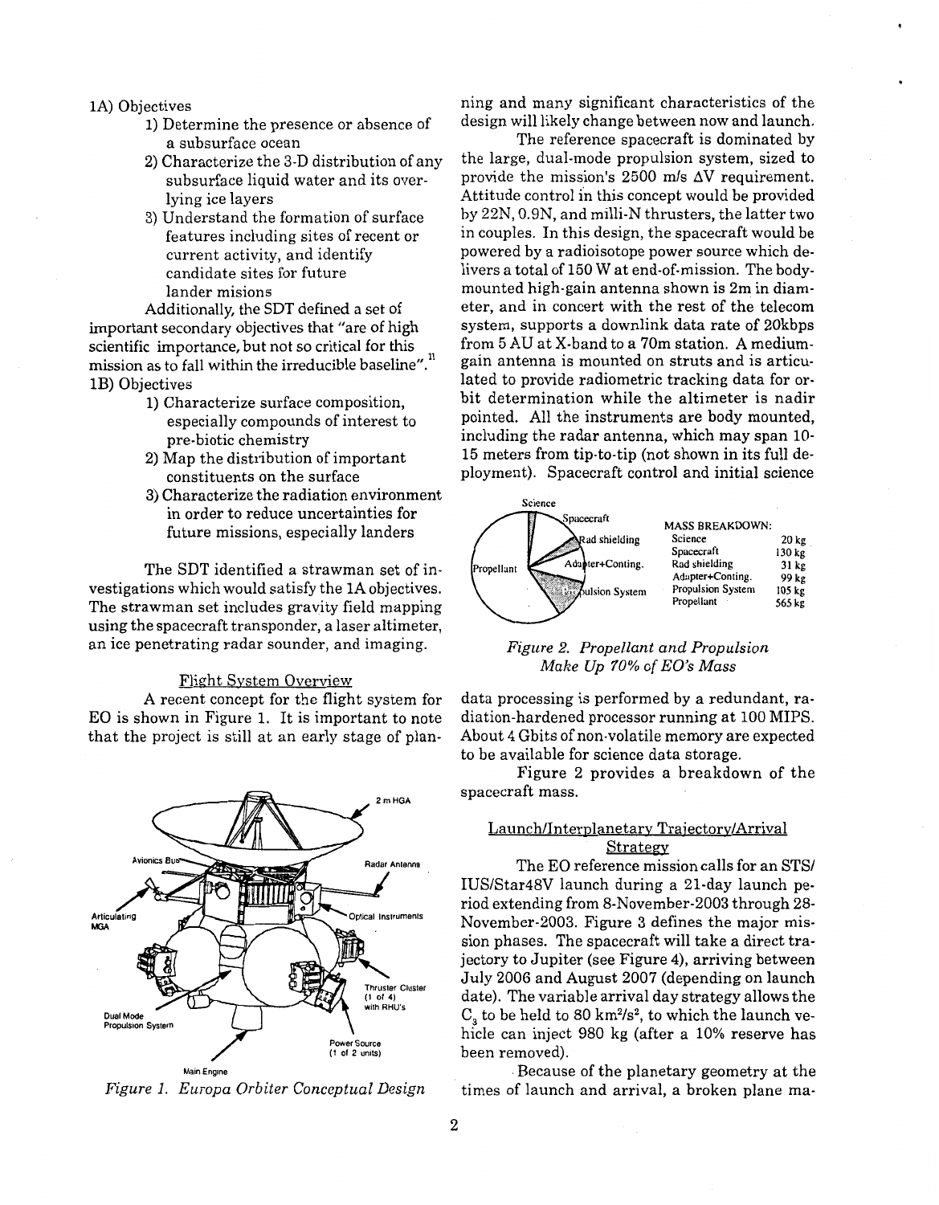1A) Objectives

1) Determine the presence or absence of a subsurface ocean
2) Characterize the 3-D distribution of any subsurface liquid water and its overlying ice layers
3) Understand the formation of surface features including sites of recent or current activity, and identify candidate sites for future lander misions

Additionally, the SDT defined a set of important secondary objectives that "are of high scientific importance, but not so critical for this mission as to fall within the irreducible baseline".[11]

1B) Objectives

1) Characterize surface composition, especially compounds of interest to pre-biotic chemistry
2) Map the distribution of important constituents on the surface
3) Characterize the radiation environment in order to reduce uncertainties for future missions, especially landers

The SDT identified a strawman set of investigations which would satisfy the 1A objectives. The strawman set includes gravity field mapping using the spacecraft transponder, a laser altimeter, an ice penetrating radar sounder, and imaging.

## Flight System Overview

A recent concept for the flight system for EO is shown in Figure 1. It is important to note that the project is still at an early stage of planning and many significant characteristics of the design will likely change between now and launch.

2 m HGA
Avionics Bus
Radar Antenna
Articulating MGA
Optical Instruments
Thruster Cluster (1 of 4) with RHU's
Dual Mode Propulsion System
Power Source (1 of 2 units)
Main Engine

*Figure 1. Europa Orbiter Conceptual Design*

The reference spacecraft is dominated by the large, dual-mode propulsion system, sized to provide the mission's 2500 m/s $\Delta V$ requirement. Attitude control in this concept would be provided by 22N, 0.9N, and milli-N thrusters, the latter two in couples. In this design, the spacecraft would be powered by a radioisotope power source which delivers a total of 150 W at end-of-mission. The body-mounted high-gain antenna shown is 2m in diameter, and in concert with the rest of the telecom system, supports a downlink data rate of 20kbps from 5 AU at X-band to a 70m station. A medium-gain antenna is mounted on struts and is articulated to provide radiometric tracking data for orbit determination while the altimeter is nadir pointed. All the instruments are body mounted, including the radar antenna, which may span 10-15 meters from tip-to-tip (not shown in its full deployment). Spacecraft control and initial science data processing is performed by a redundant, radiation-hardened processor running at 100 MIPS. About 4 Gbits of non-volatile memory are expected to be available for science data storage.

Science
Spacecraft
Rad shielding
Adapter+Conting.
Propulsion System
Propellant

MASS BREAKDOWN:
Science 20 kg
Spacecraft 130 kg
Rad shielding 31 kg
Adapter+Conting. 99 kg
Propulsion System 105 kg
Propellant 565 kg

*Figure 2. Propellant and Propulsion Make Up 70% of EO's Mass*

Figure 2 provides a breakdown of the spacecraft mass.

## Launch/Interplanetary Trajectory/Arrival Strategy

The EO reference mission calls for an STS/IUS/Star48V launch during a 21-day launch period extending from 8-November-2003 through 28-November-2003. Figure 3 defines the major mission phases. The spacecraft will take a direct trajectory to Jupiter (see Figure 4), arriving between July 2006 and August 2007 (depending on launch date). The variable arrival day strategy allows the $C_3$ to be held to 80 km$^2$/s$^2$, to which the launch vehicle can inject 980 kg (after a 10% reserve has been removed).

Because of the planetary geometry at the times of launch and arrival, a broken plane ma-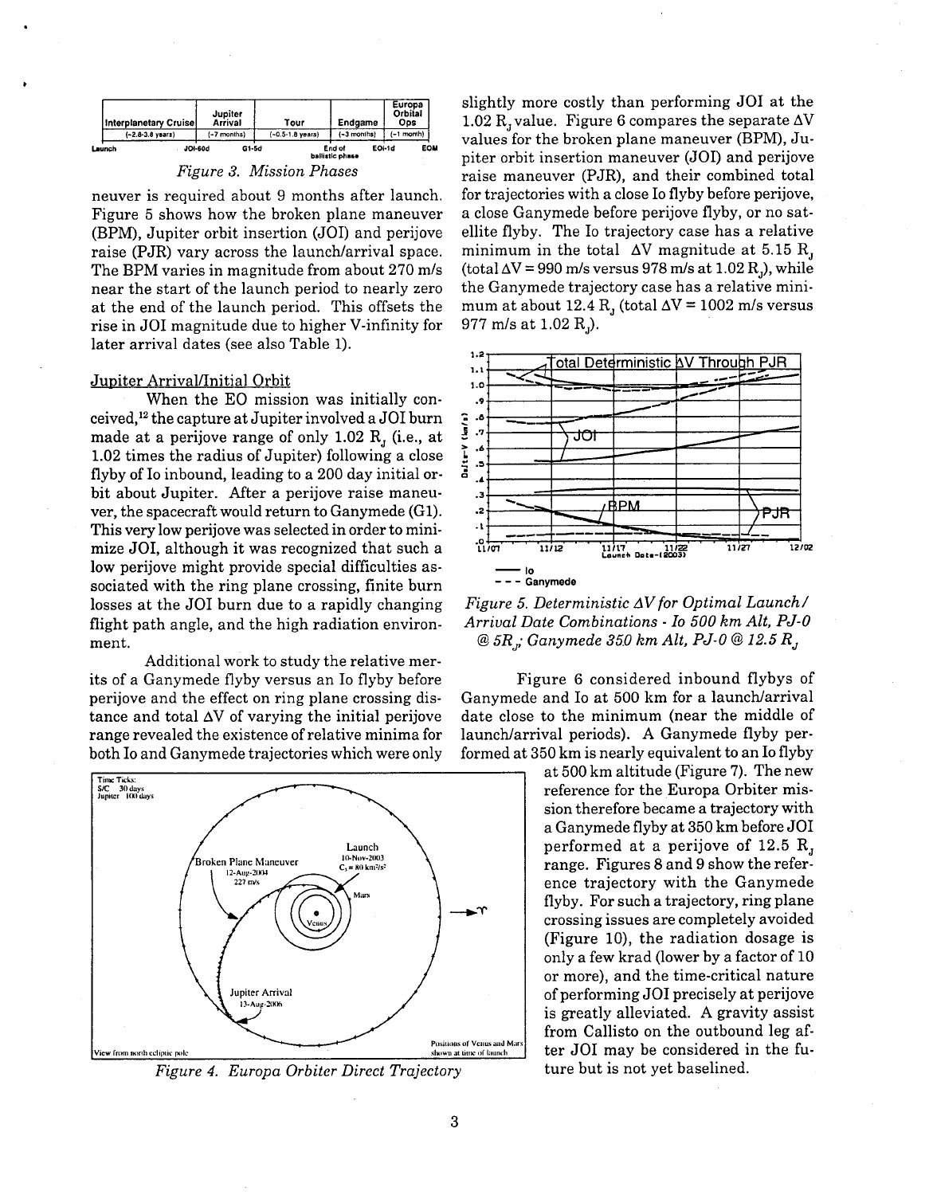| Interplanetary Cruise | Jupiter Arrival | Tour | Endgame | Europa Orbital Ops |
|---|---|---|---|---|
| (~2.8-3.8 years) | (~7 months) | (~0.5-1.8 years) | (~3 months) | (~1 month) |

Launch · JOI-60d · G1-5d · End of ballistic phase · EOI-1d · EOM

*Figure 3. Mission Phases*

neuver is required about 9 months after launch. Figure 5 shows how the broken plane maneuver (BPM), Jupiter orbit insertion (JOI) and perijove raise (PJR) vary across the launch/arrival space. The BPM varies in magnitude from about 270 m/s near the start of the launch period to nearly zero at the end of the launch period. This offsets the rise in JOI magnitude due to higher V-infinity for later arrival dates (see also Table 1).

## Jupiter Arrival/Initial Orbit

When the EO mission was initially conceived,[12] the capture at Jupiter involved a JOI burn made at a perijove range of only 1.02 $R_J$ (i.e., at 1.02 times the radius of Jupiter) following a close flyby of Io inbound, leading to a 200 day initial orbit about Jupiter. After a perijove raise maneuver, the spacecraft would return to Ganymede (G1). This very low perijove was selected in order to minimize JOI, although it was recognized that such a low perijove might provide special difficulties associated with the ring plane crossing, finite burn losses at the JOI burn due to a rapidly changing flight path angle, and the high radiation environment.

Additional work to study the relative merits of a Ganymede flyby versus an Io flyby before perijove and the effect on ring plane crossing distance and total $\Delta V$ of varying the initial perijove range revealed the existence of relative minima for both Io and Ganymede trajectories which were only slightly more costly than performing JOI at the 1.02 $R_J$ value. Figure 6 compares the separate $\Delta V$ values for the broken plane maneuver (BPM), Jupiter orbit insertion maneuver (JOI) and perijove raise maneuver (PJR), and their combined total for trajectories with a close Io flyby before perijove, a close Ganymede before perijove flyby, or no satellite flyby. The Io trajectory case has a relative minimum in the total $\Delta V$ magnitude at 5.15 $R_J$ (total $\Delta V$ = 990 m/s versus 978 m/s at 1.02 $R_J$), while the Ganymede trajectory case has a relative minimum at about 12.4 $R_J$ (total $\Delta V$ = 1002 m/s versus 977 m/s at 1.02 $R_J$).

*Figure 4. Europa Orbiter Direct Trajectory*

*Figure 5. Deterministic $\Delta V$ for Optimal Launch/Arrival Date Combinations - Io 500 km Alt, PJ-0 @ 5$R_J$; Ganymede 350 km Alt, PJ-0 @ 12.5 $R_J$*

Figure 6 considered inbound flybys of Ganymede and Io at 500 km for a launch/arrival date close to the minimum (near the middle of launch/arrival periods). A Ganymede flyby performed at 350 km is nearly equivalent to an Io flyby at 500 km altitude (Figure 7). The new reference for the Europa Orbiter mission therefore became a trajectory with a Ganymede flyby at 350 km before JOI performed at a perijove of 12.5 $R_J$ range. Figures 8 and 9 show the reference trajectory with the Ganymede flyby. For such a trajectory, ring plane crossing issues are completely avoided (Figure 10), the radiation dosage is only a few krad (lower by a factor of 10 or more), and the time-critical nature of performing JOI precisely at perijove is greatly alleviated. A gravity assist from Callisto on the outbound leg after JOI may be considered in the future but is not yet baselined.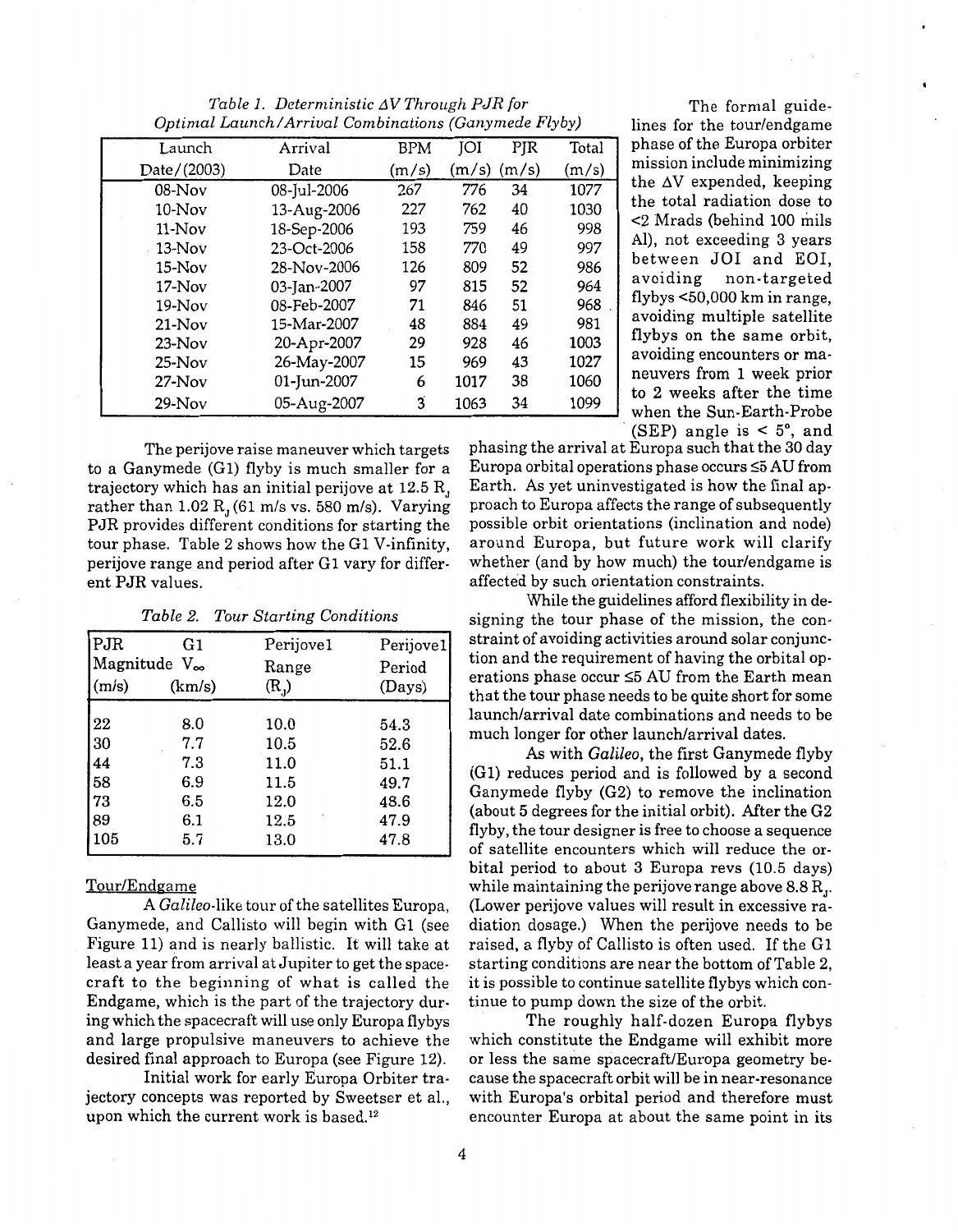*Table 1. Deterministic ΔV Through PJR for Optimal Launch/Arrival Combinations (Ganymede Flyby)*

| Launch Date/(2003) | Arrival Date | BPM (m/s) | JOI (m/s) | PJR (m/s) | Total (m/s) |
|---|---|---|---|---|---|
| 08-Nov | 08-Jul-2006 | 267 | 776 | 34 | 1077 |
| 10-Nov | 13-Aug-2006 | 227 | 762 | 40 | 1030 |
| 11-Nov | 18-Sep-2006 | 193 | 759 | 46 | 998 |
| 13-Nov | 23-Oct-2006 | 158 | 770 | 49 | 997 |
| 15-Nov | 28-Nov-2006 | 126 | 809 | 52 | 986 |
| 17-Nov | 03-Jan-2007 | 97 | 815 | 52 | 964 |
| 19-Nov | 08-Feb-2007 | 71 | 846 | 51 | 968 |
| 21-Nov | 15-Mar-2007 | 48 | 884 | 49 | 981 |
| 23-Nov | 20-Apr-2007 | 29 | 928 | 46 | 1003 |
| 25-Nov | 26-May-2007 | 15 | 969 | 43 | 1027 |
| 27-Nov | 01-Jun-2007 | 6 | 1017 | 38 | 1060 |
| 29-Nov | 05-Aug-2007 | 3 | 1063 | 34 | 1099 |

The perijove raise maneuver which targets to a Ganymede (G1) flyby is much smaller for a trajectory which has an initial perijove at 12.5 $R_J$ rather than 1.02 $R_J$ (61 m/s vs. 580 m/s). Varying PJR provides different conditions for starting the tour phase. Table 2 shows how the G1 V-infinity, perijove range and period after G1 vary for different PJR values.

*Table 2. Tour Starting Conditions*

| PJR Magnitude (m/s) | G1 $V_\infty$ (km/s) | Perijove1 Range ($R_J$) | Perijove1 Period (Days) |
|---|---|---|---|
| 22 | 8.0 | 10.0 | 54.3 |
| 30 | 7.7 | 10.5 | 52.6 |
| 44 | 7.3 | 11.0 | 51.1 |
| 58 | 6.9 | 11.5 | 49.7 |
| 73 | 6.5 | 12.0 | 48.6 |
| 89 | 6.1 | 12.5 | 47.9 |
| 105 | 5.7 | 13.0 | 47.8 |

## Tour/Endgame

A *Galileo*-like tour of the satellites Europa, Ganymede, and Callisto will begin with G1 (see Figure 11) and is nearly ballistic. It will take at least a year from arrival at Jupiter to get the spacecraft to the beginning of what is called the Endgame, which is the part of the trajectory during which the spacecraft will use only Europa flybys and large propulsive maneuvers to achieve the desired final approach to Europa (see Figure 12).

Initial work for early Europa Orbiter trajectory concepts was reported by Sweetser et al., upon which the current work is based.[12]

The formal guidelines for the tour/endgame phase of the Europa orbiter mission include minimizing the ΔV expended, keeping the total radiation dose to <2 Mrads (behind 100 mils Al), not exceeding 3 years between JOI and EOI, avoiding non-targeted flybys <50,000 km in range, avoiding multiple satellite flybys on the same orbit, avoiding encounters or maneuvers from 1 week prior to 2 weeks after the time when the Sun-Earth-Probe (SEP) angle is < 5°, and phasing the arrival at Europa such that the 30 day Europa orbital operations phase occurs ≤5 AU from Earth. As yet uninvestigated is how the final approach to Europa affects the range of subsequently possible orbit orientations (inclination and node) around Europa, but future work will clarify whether (and by how much) the tour/endgame is affected by such orientation constraints.

While the guidelines afford flexibility in designing the tour phase of the mission, the constraint of avoiding activities around solar conjunction and the requirement of having the orbital operations phase occur ≤5 AU from the Earth mean that the tour phase needs to be quite short for some launch/arrival date combinations and needs to be much longer for other launch/arrival dates.

As with *Galileo*, the first Ganymede flyby (G1) reduces period and is followed by a second Ganymede flyby (G2) to remove the inclination (about 5 degrees for the initial orbit). After the G2 flyby, the tour designer is free to choose a sequence of satellite encounters which will reduce the orbital period to about 3 Europa revs (10.5 days) while maintaining the perijove range above 8.8 $R_J$. (Lower perijove values will result in excessive radiation dosage.) When the perijove needs to be raised, a flyby of Callisto is often used. If the G1 starting conditions are near the bottom of Table 2, it is possible to continue satellite flybys which continue to pump down the size of the orbit.

The roughly half-dozen Europa flybys which constitute the Endgame will exhibit more or less the same spacecraft/Europa geometry because the spacecraft orbit will be in near-resonance with Europa's orbital period and therefore must encounter Europa at about the same point in its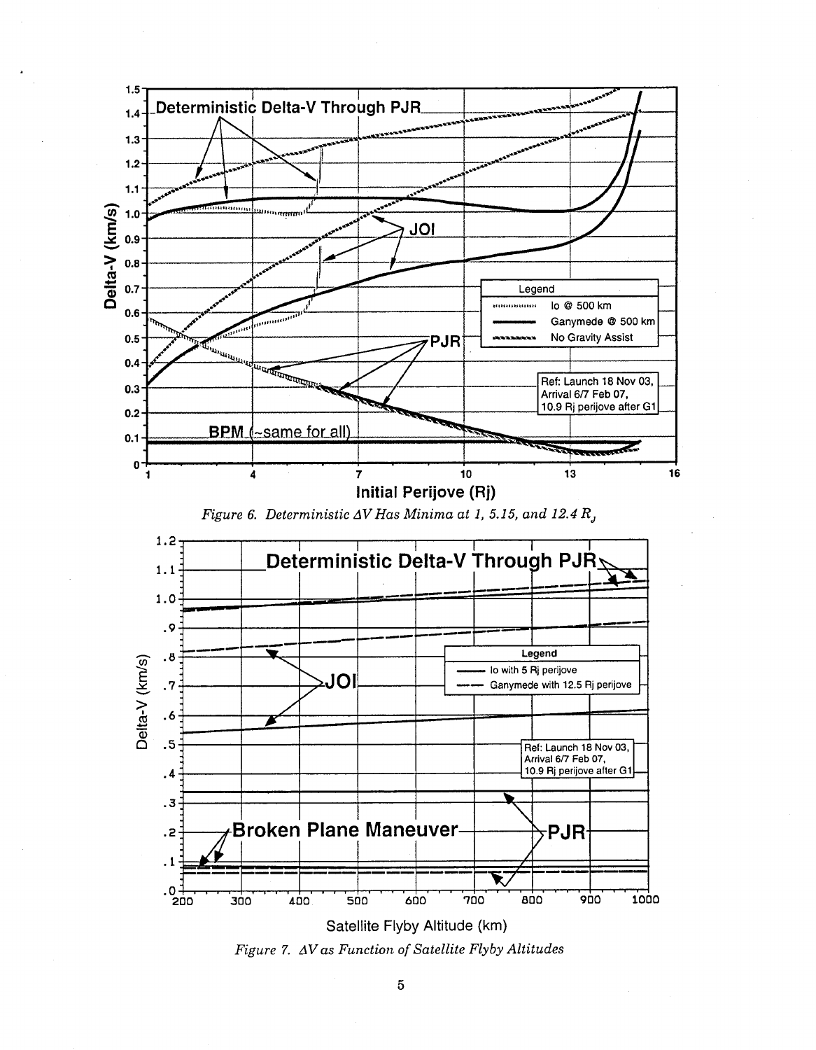Deterministic Delta-V Through PJR

JOI

PJR

BPM (~same for all)

Legend

Io @ 500 km

Ganymede @ 500 km

No Gravity Assist

Ref: Launch 18 Nov 03, Arrival 6/7 Feb 07, 10.9 Rj perijove after G1

Delta-V (km/s)

0, 0.1, 0.2, 0.3, 0.4, 0.5, 0.6, 0.7, 0.8, 0.9, 1.0, 1.1, 1.2, 1.3, 1.4, 1.5

1, 4, 7, 10, 13, 16

Initial Perijove (Rj)

*Figure 6. Deterministic ΔV Has Minima at 1, 5.15, and 12.4 $R_J$*

Deterministic Delta-V Through PJR

JOI

Legend

Io with 5 Rj perijove

Ganymede with 12.5 Rj perijove

Ref: Launch 18 Nov 03, Arrival 6/7 Feb 07, 10.9 Rj perijove after G1

Broken Plane Maneuver

PJR

Delta-V (km/s)

.0, .1, .2, .3, .4, .5, .6, .7, .8, .9, 1.0, 1.1, 1.2

200, 300, 400, 500, 600, 700, 800, 900, 1000

Satellite Flyby Altitude (km)

*Figure 7. ΔV as Function of Satellite Flyby Altitudes*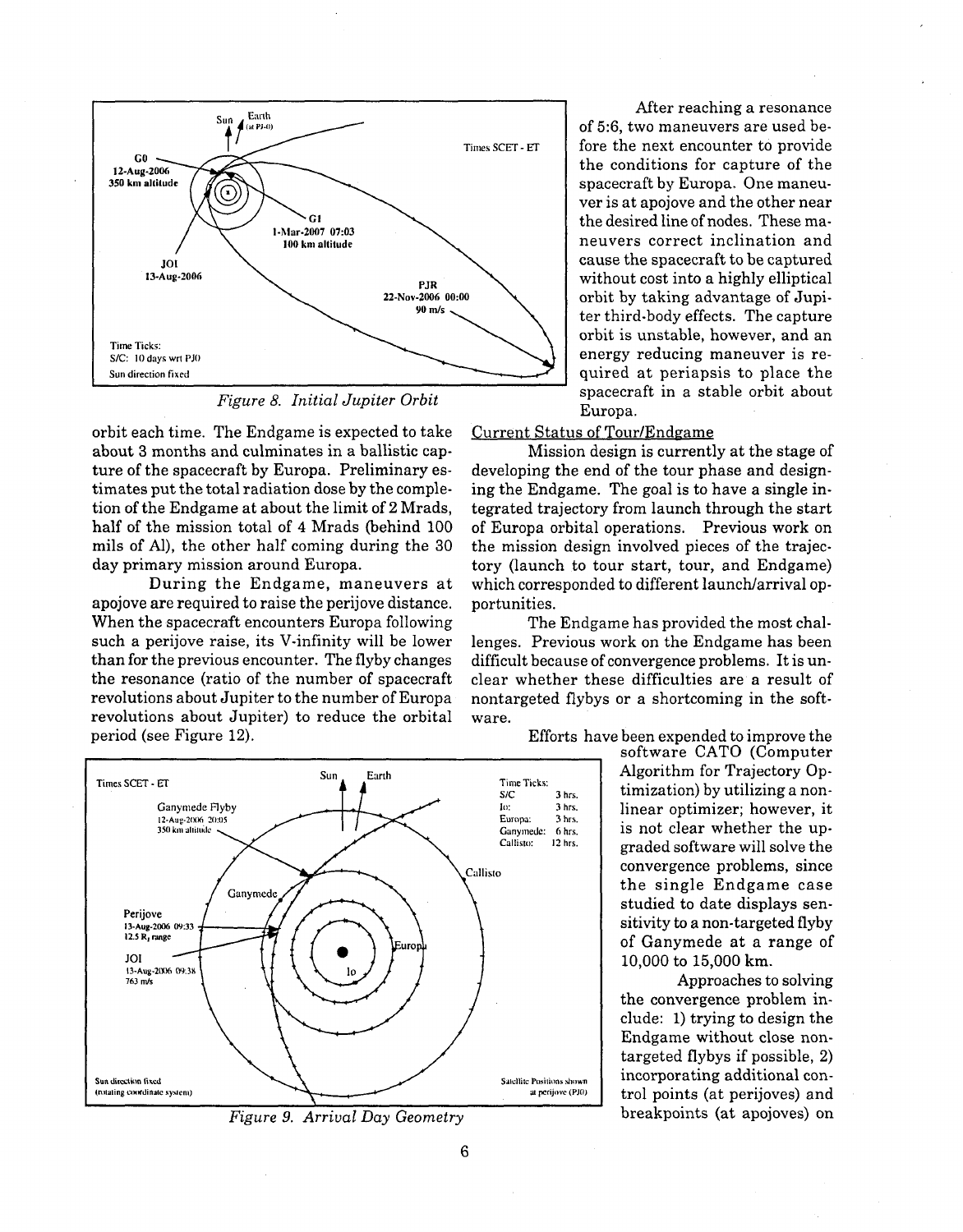Sun
Earth
(at PJ-0)

Times SCET - ET

G0
12-Aug-2006
350 km altitude

G1
1-Mar-2007 07:03
100 km altitude

JOI
13-Aug-2006

PJR
22-Nov-2006 00:00
90 m/s

Time Ticks:
S/C: 10 days wrt PJ0
Sun direction fixed

*Figure 8. Initial Jupiter Orbit*

orbit each time. The Endgame is expected to take about 3 months and culminates in a ballistic capture of the spacecraft by Europa. Preliminary estimates put the total radiation dose by the completion of the Endgame at about the limit of 2 Mrads, half of the mission total of 4 Mrads (behind 100 mils of Al), the other half coming during the 30 day primary mission around Europa.

During the Endgame, maneuvers at apojove are required to raise the perijove distance. When the spacecraft encounters Europa following such a perijove raise, its V-infinity will be lower than for the previous encounter. The flyby changes the resonance (ratio of the number of spacecraft revolutions about Jupiter to the number of Europa revolutions about Jupiter) to reduce the orbital period (see Figure 12).

After reaching a resonance of 5:6, two maneuvers are used before the next encounter to provide the conditions for capture of the spacecraft by Europa. One maneuver is at apojove and the other near the desired line of nodes. These maneuvers correct inclination and cause the spacecraft to be captured without cost into a highly elliptical orbit by taking advantage of Jupiter third-body effects. The capture orbit is unstable, however, and an energy reducing maneuver is required at periapsis to place the spacecraft in a stable orbit about Europa.

Current Status of Tour/Endgame

Mission design is currently at the stage of developing the end of the tour phase and designing the Endgame. The goal is to have a single integrated trajectory from launch through the start of Europa orbital operations. Previous work on the mission design involved pieces of the trajectory (launch to tour start, tour, and Endgame) which corresponded to different launch/arrival opportunities.

The Endgame has provided the most challenges. Previous work on the Endgame has been difficult because of convergence problems. It is unclear whether these difficulties are a result of nontargeted flybys or a shortcoming in the software.

Efforts have been expended to improve the software CATO (Computer Algorithm for Trajectory Optimization) by utilizing a nonlinear optimizer; however, it is not clear whether the upgraded software will solve the convergence problems, since the single Endgame case studied to date displays sensitivity to a non-targeted flyby of Ganymede at a range of 10,000 to 15,000 km.

Approaches to solving the convergence problem include: 1) trying to design the Endgame without close nontargeted flybys if possible, 2) incorporating additional control points (at perijoves) and breakpoints (at apojoves) on

Times SCET - ET

Sun
Earth

Time Ticks:
S/C 3 hrs.
Io: 3 hrs.
Europa: 3 hrs.
Ganymede: 6 hrs.
Callisto: 12 hrs.

Ganymede Flyby
12-Aug-2006 20:05
350 km altitude

Callisto

Ganymede

Perijove
13-Aug-2006 09:33
12.5 $R_J$ range

Europa

JOI
13-Aug-2006 09:38
763 m/s

Io

Sun direction fixed
(rotating coordinate system)

Satellite Positions shown
at perijove (PJ0)

*Figure 9. Arrival Day Geometry*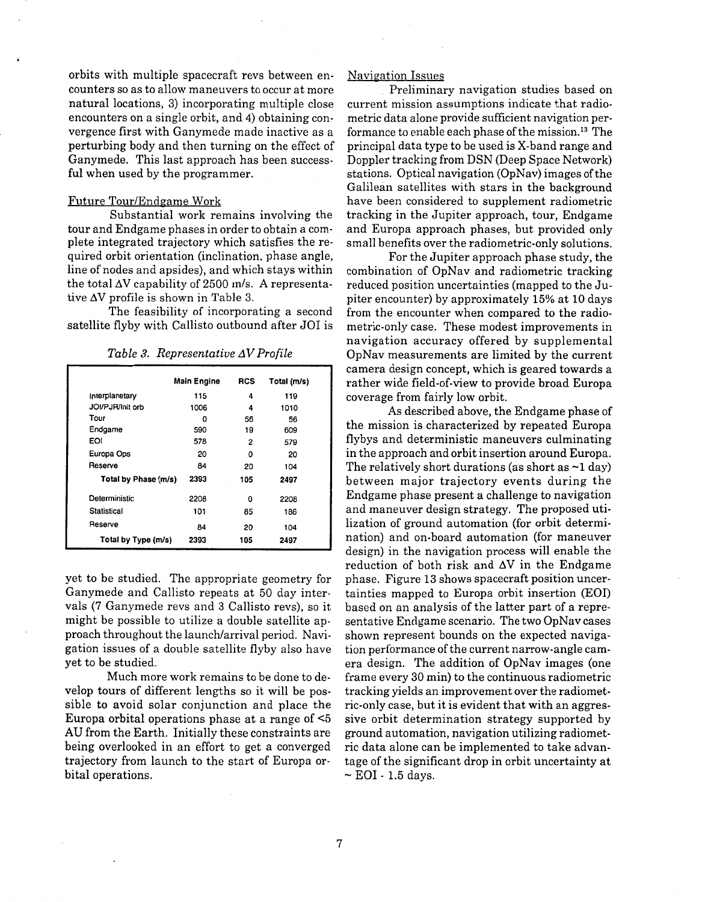orbits with multiple spacecraft revs between encounters so as to allow maneuvers to occur at more natural locations, 3) incorporating multiple close encounters on a single orbit, and 4) obtaining convergence first with Ganymede made inactive as a perturbing body and then turning on the effect of Ganymede. This last approach has been successful when used by the programmer.

### Future Tour/Endgame Work

Substantial work remains involving the tour and Endgame phases in order to obtain a complete integrated trajectory which satisfies the required orbit orientation (inclination, phase angle, line of nodes and apsides), and which stays within the total $\Delta V$ capability of 2500 m/s. A representative $\Delta V$ profile is shown in Table 3.

The feasibility of incorporating a second satellite flyby with Callisto outbound after JOI is yet to be studied. The appropriate geometry for Ganymede and Callisto repeats at 50 day intervals (7 Ganymede revs and 3 Callisto revs), so it might be possible to utilize a double satellite approach throughout the launch/arrival period. Navigation issues of a double satellite flyby also have yet to be studied.

*Table 3. Representative $\Delta V$ Profile*

| | Main Engine | RCS | Total (m/s) |
|---|---|---|---|
| Interplanetary | 115 | 4 | 119 |
| JOI/PJR/Init orb | 1006 | 4 | 1010 |
| Tour | 0 | 56 | 56 |
| Endgame | 590 | 19 | 609 |
| EOI | 578 | 2 | 579 |
| Europa Ops | 20 | 0 | 20 |
| Reserve | 84 | 20 | 104 |
| **Total by Phase (m/s)** | **2393** | **105** | **2497** |
| Deterministic | 2208 | 0 | 2208 |
| Statistical | 101 | 85 | 186 |
| Reserve | 84 | 20 | 104 |
| **Total by Type (m/s)** | **2393** | **105** | **2497** |

Much more work remains to be done to develop tours of different lengths so it will be possible to avoid solar conjunction and place the Europa orbital operations phase at a range of <5 AU from the Earth. Initially these constraints are being overlooked in an effort to get a converged trajectory from launch to the start of Europa orbital operations.

### Navigation Issues

Preliminary navigation studies based on current mission assumptions indicate that radiometric data alone provide sufficient navigation performance to enable each phase of the mission.[13] The principal data type to be used is X-band range and Doppler tracking from DSN (Deep Space Network) stations. Optical navigation (OpNav) images of the Galilean satellites with stars in the background have been considered to supplement radiometric tracking in the Jupiter approach, tour, Endgame and Europa approach phases, but provided only small benefits over the radiometric-only solutions.

For the Jupiter approach phase study, the combination of OpNav and radiometric tracking reduced position uncertainties (mapped to the Jupiter encounter) by approximately 15% at 10 days from the encounter when compared to the radiometric-only case. These modest improvements in navigation accuracy offered by supplemental OpNav measurements are limited by the current camera design concept, which is geared towards a rather wide field-of-view to provide broad Europa coverage from fairly low orbit.

As described above, the Endgame phase of the mission is characterized by repeated Europa flybys and deterministic maneuvers culminating in the approach and orbit insertion around Europa. The relatively short durations (as short as ~1 day) between major trajectory events during the Endgame phase present a challenge to navigation and maneuver design strategy. The proposed utilization of ground automation (for orbit determination) and on-board automation (for maneuver design) in the navigation process will enable the reduction of both risk and $\Delta V$ in the Endgame phase. Figure 13 shows spacecraft position uncertainties mapped to Europa orbit insertion (EOI) based on an analysis of the latter part of a representative Endgame scenario. The two OpNav cases shown represent bounds on the expected navigation performance of the current narrow-angle camera design. The addition of OpNav images (one frame every 30 min) to the continuous radiometric tracking yields an improvement over the radiometric-only case, but it is evident that with an aggressive orbit determination strategy supported by ground automation, navigation utilizing radiometric data alone can be implemented to take advantage of the significant drop in orbit uncertainty at ~ EOI - 1.5 days.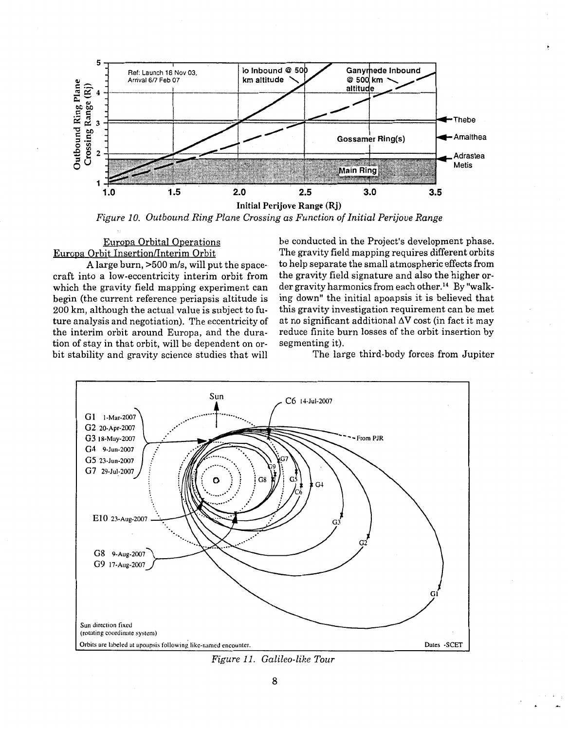Ref: Launch 18 Nov 03, Arrival 6/7 Feb 07

Io Inbound @ 500 km altitude

Ganymede Inbound @ 500 km altitude

Thebe

Amalthea

Adrastea

Metis

Gossamer Ring(s)

Main Ring

Outbound Ring Plane Crossing Range (Rj)

5
4
3
2
1

1.0 1.5 2.0 2.5 3.0 3.5

Initial Perijove Range (Rj)

*Figure 10. Outbound Ring Plane Crossing as Function of Initial Perijove Range*

### Europa Orbital Operations

#### Europa Orbit Insertion/Interim Orbit

A large burn, >500 m/s, will put the spacecraft into a low-eccentricity interim orbit from which the gravity field mapping experiment can begin (the current reference periapsis altitude is 200 km, although the actual value is subject to future analysis and negotiation). The eccentricity of the interim orbit around Europa, and the duration of stay in that orbit, will be dependent on orbit stability and gravity science studies that will be conducted in the Project's development phase. The gravity field mapping requires different orbits to help separate the small atmospheric effects from the gravity field signature and also the higher order gravity harmonics from each other.[14] By "walking down" the initial apoapsis it is believed that this gravity investigation requirement can be met at no significant additional ΔV cost (in fact it may reduce finite burn losses of the orbit insertion by segmenting it).

The large third-body forces from Jupiter

Sun

C6 14-Jul-2007

G1 1-Mar-2007
G2 20-Apr-2007
G3 18-May-2007
G4 9-Jun-2007
G5 23-Jun-2007
G7 29-Jul-2007

From PJR

G7 G9 G8 G5 C6 G4 G3 G2 G1

E10 23-Aug-2007

G8 9-Aug-2007
G9 17-Aug-2007

Sun direction fixed
(rotating coordinate system)

Orbits are labeled at apoapsis following like-named encounter.

Dates -SCET

*Figure 11. Galileo-like Tour*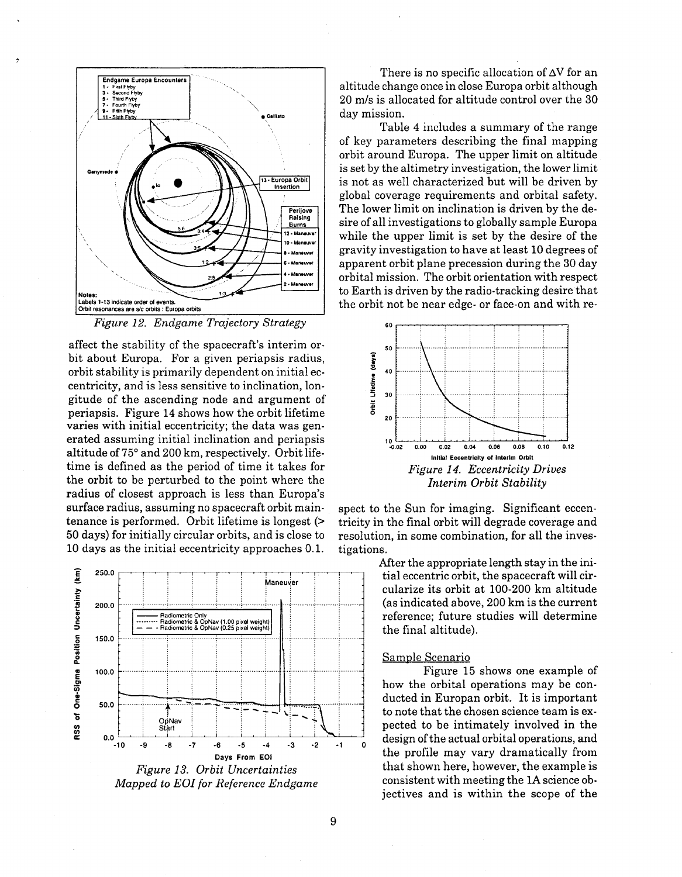Endgame Europa Encounters
1 - First Flyby
3 - Second Flyby
5 - Third Flyby
7 - Fourth Flyby
9 - Fifth Flyby
11 - Sixth Flyby

Callisto

Ganymede

Io

13 - Europa Orbit Insertion

Perijove Raising Burns
12 - Maneuver
10 - Maneuver
8 - Maneuver
6 - Maneuver
4 - Maneuver
2 - Maneuver

5:6
3:4
3:5
1:2
2:5
1:3

Notes:
Labels 1-13 indicate order of events.
Orbit resonances are s/c orbits : Europa orbits

*Figure 12. Endgame Trajectory Strategy*

affect the stability of the spacecraft's interim orbit about Europa. For a given periapsis radius, orbit stability is primarily dependent on initial eccentricity, and is less sensitive to inclination, longitude of the ascending node and argument of periapsis. Figure 14 shows how the orbit lifetime varies with initial eccentricity; the data was generated assuming initial inclination and periapsis altitude of 75° and 200 km, respectively. Orbit lifetime is defined as the period of time it takes for the orbit to be perturbed to the point where the radius of closest approach is less than Europa's surface radius, assuming no spacecraft orbit maintenance is performed. Orbit lifetime is longest (> 50 days) for initially circular orbits, and is close to 10 days as the initial eccentricity approaches 0.1.

RSS of One-Sigma Position Uncertainty (km)

250.0
200.0
150.0
100.0
50.0
0.0

-10 -9 -8 -7 -6 -5 -4 -3 -2 -1 0

Days From EOI

Maneuver

Radiometric Only
Radiometric & OpNav (1.00 pixel weight)
Radiometric & OpNav (0.25 pixel weight)

OpNav Start

*Figure 13. Orbit Uncertainties Mapped to EOI for Reference Endgame*

There is no specific allocation of $\Delta V$ for an altitude change once in close Europa orbit although 20 m/s is allocated for altitude control over the 30 day mission.

Table 4 includes a summary of the range of key parameters describing the final mapping orbit around Europa. The upper limit on altitude is set by the altimetry investigation, the lower limit is not as well characterized but will be driven by global coverage requirements and orbital safety. The lower limit on inclination is driven by the desire of all investigations to globally sample Europa while the upper limit is set by the desire of the gravity investigation to have at least 10 degrees of apparent orbit plane precession during the 30 day orbital mission. The orbit orientation with respect to Earth is driven by the radio-tracking desire that the orbit not be near edge- or face-on and with respect to the Sun for imaging. Significant eccentricity in the final orbit will degrade coverage and resolution, in some combination, for all the investigations.

Orbit Lifetime (days)

60
50
40
30
20
10

-0.02 0.00 0.02 0.04 0.06 0.08 0.10 0.12

Initial Eccentricity of Interim Orbit

*Figure 14. Eccentricity Drives Interim Orbit Stability*

After the appropriate length stay in the initial eccentric orbit, the spacecraft will circularize its orbit at 100-200 km altitude (as indicated above, 200 km is the current reference; future studies will determine the final altitude).

### Sample Scenario

Figure 15 shows one example of how the orbital operations may be conducted in Europan orbit. It is important to note that the chosen science team is expected to be intimately involved in the design of the actual orbital operations, and the profile may vary dramatically from that shown here, however, the example is consistent with meeting the 1A science objectives and is within the scope of the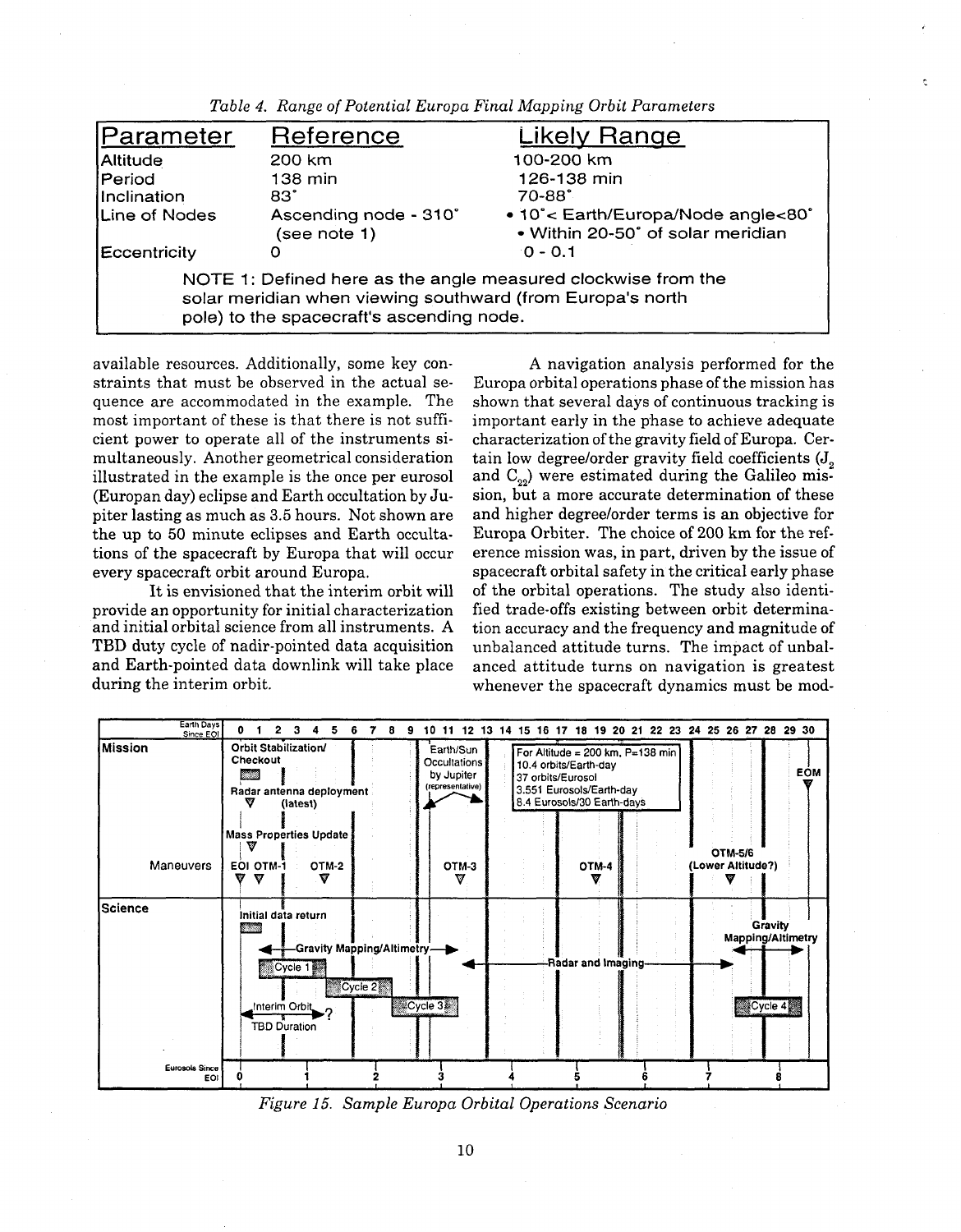*Table 4. Range of Potential Europa Final Mapping Orbit Parameters*

| Parameter | Reference | Likely Range |
|---|---|---|
| Altitude | 200 km | 100-200 km |
| Period | 138 min | 126-138 min |
| Inclination | 83° | 70-88° |
| Line of Nodes | Ascending node - 310° (see note 1) | • 10°< Earth/Europa/Node angle<80° • Within 20-50° of solar meridian |
| Eccentricity | 0 | 0 - 0.1 |

NOTE 1: Defined here as the angle measured clockwise from the solar meridian when viewing southward (from Europa's north pole) to the spacecraft's ascending node.

available resources. Additionally, some key constraints that must be observed in the actual sequence are accommodated in the example. The most important of these is that there is not sufficient power to operate all of the instruments simultaneously. Another geometrical consideration illustrated in the example is the once per eurosol (Europan day) eclipse and Earth occultation by Jupiter lasting as much as 3.5 hours. Not shown are the up to 50 minute eclipses and Earth occultations of the spacecraft by Europa that will occur every spacecraft orbit around Europa.

It is envisioned that the interim orbit will provide an opportunity for initial characterization and initial orbital science from all instruments. A TBD duty cycle of nadir-pointed data acquisition and Earth-pointed data downlink will take place during the interim orbit.

A navigation analysis performed for the Europa orbital operations phase of the mission has shown that several days of continuous tracking is important early in the phase to achieve adequate characterization of the gravity field of Europa. Certain low degree/order gravity field coefficients ($J_2$ and $C_{22}$) were estimated during the Galileo mission, but a more accurate determination of these and higher degree/order terms is an objective for Europa Orbiter. The choice of 200 km for the reference mission was, in part, driven by the issue of spacecraft orbital safety in the critical early phase of the orbital operations. The study also identified trade-offs existing between orbit determination accuracy and the frequency and magnitude of unbalanced attitude turns. The impact of unbalanced attitude turns on navigation is greatest whenever the spacecraft dynamics must be mod-

Earth Days Since EOI
0 1 2 3 4 5 6 7 8 9 10 11 12 13 14 15 16 17 18 19 20 21 22 23 24 25 26 27 28 29 30

Mission
Orbit Stabilization/ Checkout
Radar antenna deployment (latest)
Mass Properties Update
Earth/Sun Occultations by Jupiter (representative)
For Altitude = 200 km, P=138 min
10.4 orbits/Earth-day
37 orbits/Eurosol
3.551 Eurosols/Earth-day
8.4 Eurosols/30 Earth-days
EOM

Maneuvers
EOI OTM-1 OTM-2 OTM-3 OTM-4 OTM-5/6 (Lower Altitude?)

Science
Initial data return
Gravity Mapping/Altimetry
Cycle 1
Cycle 2
Cycle 3
Interim Orbit ?
TBD Duration
Radar and Imaging
Gravity Mapping/Altimetry
Cycle 4

Eurosols Since EOI
0 1 2 3 4 5 6 7 8

*Figure 15. Sample Europa Orbital Operations Scenario*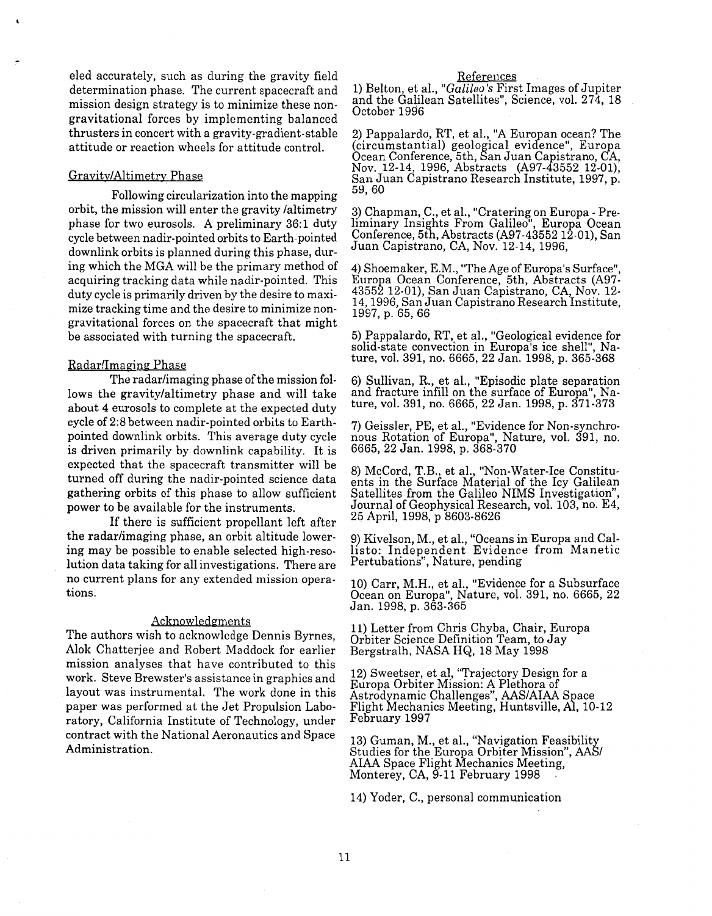eled accurately, such as during the gravity field determination phase. The current spacecraft and mission design strategy is to minimize these non-gravitational forces by implementing balanced thrusters in concert with a gravity-gradient-stable attitude or reaction wheels for attitude control.

### Gravity/Altimetry Phase

Following circularization into the mapping orbit, the mission will enter the gravity /altimetry phase for two eurosols. A preliminary 36:1 duty cycle between nadir-pointed orbits to Earth-pointed downlink orbits is planned during this phase, during which the MGA will be the primary method of acquiring tracking data while nadir-pointed. This duty cycle is primarily driven by the desire to maximize tracking time and the desire to minimize non-gravitational forces on the spacecraft that might be associated with turning the spacecraft.

### Radar/Imaging Phase

The radar/imaging phase of the mission follows the gravity/altimetry phase and will take about 4 eurosols to complete at the expected duty cycle of 2:8 between nadir-pointed orbits to Earth-pointed downlink orbits. This average duty cycle is driven primarily by downlink capability. It is expected that the spacecraft transmitter will be turned off during the nadir-pointed science data gathering orbits of this phase to allow sufficient power to be available for the instruments.

If there is sufficient propellant left after the radar/imaging phase, an orbit altitude lowering may be possible to enable selected high-resolution data taking for all investigations. There are no current plans for any extended mission operations.

## Acknowledgments

The authors wish to acknowledge Dennis Byrnes, Alok Chatterjee and Robert Maddock for earlier mission analyses that have contributed to this work. Steve Brewster's assistance in graphics and layout was instrumental. The work done in this paper was performed at the Jet Propulsion Laboratory, California Institute of Technology, under contract with the National Aeronautics and Space Administration.

## References

1) Belton, et al., "*Galileo's* First Images of Jupiter and the Galilean Satellites", Science, vol. 274, 18 October 1996

2) Pappalardo, RT, et al., "A Europan ocean? The (circumstantial) geological evidence", Europa Ocean Conference, 5th, San Juan Capistrano, CA, Nov. 12-14, 1996, Abstracts (A97-43552 12-01), San Juan Capistrano Research Institute, 1997, p. 59, 60

3) Chapman, C., et al., "Cratering on Europa - Preliminary Insights From Galileo", Europa Ocean Conference, 5th, Abstracts (A97-43552 12-01), San Juan Capistrano, CA, Nov. 12-14, 1996,

4) Shoemaker, E.M., "The Age of Europa's Surface", Europa Ocean Conference, 5th, Abstracts (A97-43552 12-01), San Juan Capistrano, CA, Nov. 12-14, 1996, San Juan Capistrano Research Institute, 1997, p. 65, 66

5) Pappalardo, RT, et al., "Geological evidence for solid-state convection in Europa's ice shell", Nature, vol. 391, no. 6665, 22 Jan. 1998, p. 365-368

6) Sullivan, R., et al., "Episodic plate separation and fracture infill on the surface of Europa", Nature, vol. 391, no. 6665, 22 Jan. 1998, p. 371-373

7) Geissler, PE, et al., "Evidence for Non-synchronous Rotation of Europa", Nature, vol. 391, no. 6665, 22 Jan. 1998, p. 368-370

8) McCord, T.B., et al., "Non-Water-Ice Constituents in the Surface Material of the Icy Galilean Satellites from the Galileo NIMS Investigation", Journal of Geophysical Research, vol. 103, no. E4, 25 April, 1998, p 8603-8626

9) Kivelson, M., et al., "Oceans in Europa and Callisto: Independent Evidence from Manetic Pertubations", Nature, pending

10) Carr, M.H., et al., "Evidence for a Subsurface Ocean on Europa", Nature, vol. 391, no. 6665, 22 Jan. 1998, p. 363-365

11) Letter from Chris Chyba, Chair, Europa Orbiter Science Definition Team, to Jay Bergstralh, NASA HQ, 18 May 1998

12) Sweetser, et al, "Trajectory Design for a Europa Orbiter Mission: A Plethora of Astrodynamic Challenges", AAS/AIAA Space Flight Mechanics Meeting, Huntsville, Al, 10-12 February 1997

13) Guman, M., et al., "Navigation Feasibility Studies for the Europa Orbiter Mission", AAS/AIAA Space Flight Mechanics Meeting, Monterey, CA, 9-11 February 1998

14) Yoder, C., personal communication